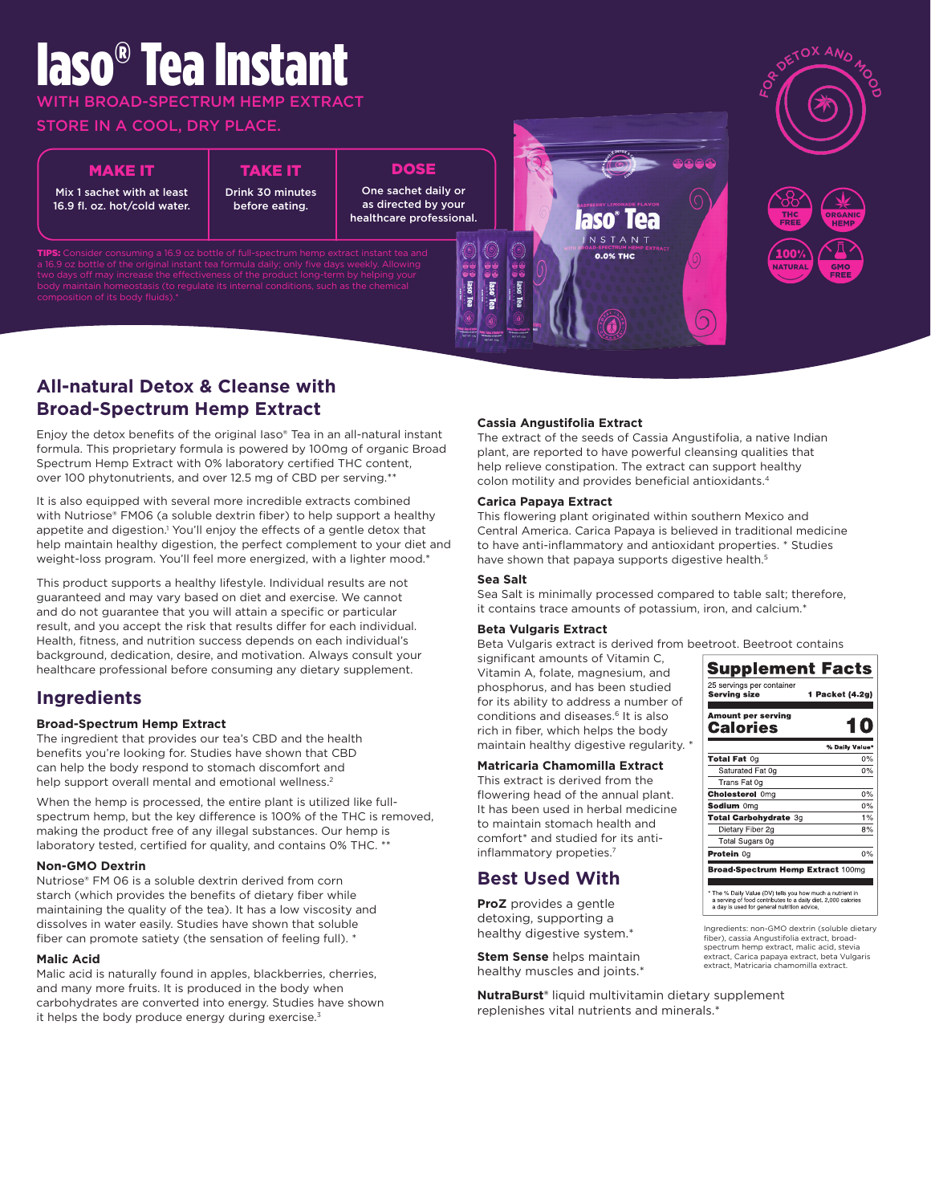# Iaso® Tea Instant

WITH BROAD-SPECTRUM HEMP EXTRACT

STORE IN A COOL, DRY PLACE.

| MAKE IT | TAKE IT | DOSE |
| --- | --- | --- |
| Mix 1 sachet with at least 16.9 fl. oz. hot/cold water. | Drink 30 minutes before eating. | One sachet daily or as directed by your healthcare professional. |

**TIPS:** Consider consuming a 16.9 oz bottle of full-spectrum hemp extract instant tea and a 16.9 oz bottle of the original instant tea formula daily; only five days weekly. Allowing two days off may increase the effectiveness of the product long-term by helping your body maintain homeostasis (to regulate its internal conditions, such as the chemical composition of its body fluids).*

FOR DETOX AND MOOD

THC FREE · ORGANIC HEMP · 100% NATURAL · GMO FREE

## All-natural Detox & Cleanse with Broad-Spectrum Hemp Extract

Enjoy the detox benefits of the original Iaso® Tea in an all-natural instant formula. This proprietary formula is powered by 100mg of organic Broad Spectrum Hemp Extract with 0% laboratory certified THC content, over 100 phytonutrients, and over 12.5 mg of CBD per serving.**

It is also equipped with several more incredible extracts combined with Nutriose® FM06 (a soluble dextrin fiber) to help support a healthy appetite and digestion.[1] You'll enjoy the effects of a gentle detox that help maintain healthy digestion, the perfect complement to your diet and weight-loss program. You'll feel more energized, with a lighter mood.*

This product supports a healthy lifestyle. Individual results are not guaranteed and may vary based on diet and exercise. We cannot and do not guarantee that you will attain a specific or particular result, and you accept the risk that results differ for each individual. Health, fitness, and nutrition success depends on each individual's background, dedication, desire, and motivation. Always consult your healthcare professional before consuming any dietary supplement.

## Ingredients

### Broad-Spectrum Hemp Extract

The ingredient that provides our tea's CBD and the health benefits you're looking for. Studies have shown that CBD can help the body respond to stomach discomfort and help support overall mental and emotional wellness.[2]

When the hemp is processed, the entire plant is utilized like full-spectrum hemp, but the key difference is 100% of the THC is removed, making the product free of any illegal substances. Our hemp is laboratory tested, certified for quality, and contains 0% THC. **

### Non-GMO Dextrin

Nutriose® FM 06 is a soluble dextrin derived from corn starch (which provides the benefits of dietary fiber while maintaining the quality of the tea). It has a low viscosity and dissolves in water easily. Studies have shown that soluble fiber can promote satiety (the sensation of feeling full). *

### Malic Acid

Malic acid is naturally found in apples, blackberries, cherries, and many more fruits. It is produced in the body when carbohydrates are converted into energy. Studies have shown it helps the body produce energy during exercise.[3]

### Cassia Angustifolia Extract

The extract of the seeds of Cassia Angustifolia, a native Indian plant, are reported to have powerful cleansing qualities that help relieve constipation. The extract can support healthy colon motility and provides beneficial antioxidants.[4]

### Carica Papaya Extract

This flowering plant originated within southern Mexico and Central America. Carica Papaya is believed in traditional medicine to have anti-inflammatory and antioxidant properties. * Studies have shown that papaya supports digestive health.[5]

### Sea Salt

Sea Salt is minimally processed compared to table salt; therefore, it contains trace amounts of potassium, iron, and calcium.*

### Beta Vulgaris Extract

Beta Vulgaris extract is derived from beetroot. Beetroot contains significant amounts of Vitamin C, Vitamin A, folate, magnesium, and phosphorus, and has been studied for its ability to address a number of conditions and diseases.[6] It is also rich in fiber, which helps the body maintain healthy digestive regularity. *

### Matricaria Chamomilla Extract

This extract is derived from the flowering head of the annual plant. It has been used in herbal medicine to maintain stomach health and comfort* and studied for its anti-inflammatory propeties.[7]

## Best Used With

**ProZ** provides a gentle detoxing, supporting a healthy digestive system.*

**Stem Sense** helps maintain healthy muscles and joints.*

**NutraBurst**® liquid multivitamin dietary supplement replenishes vital nutrients and minerals.*

### Supplement Facts

25 servings per container

| Serving size | 1 Packet (4.2g) |
| --- | --- |
| **Amount per serving** | |
| **Calories** | **10** |
| | **% Daily Value*** |
| **Total Fat** 0g | 0% |
| Saturated Fat 0g | 0% |
| Trans Fat 0g | |
| **Cholesterol** 0mg | 0% |
| **Sodium** 0mg | 0% |
| **Total Carbohydrate** 3g | 1% |
| Dietary Fiber 2g | 8% |
| Total Sugars 0g | |
| **Protein** 0g | 0% |
| **Broad-Spectrum Hemp Extract** 100mg | |

* The % Daily Value (DV) tells you how much a nutrient in a serving of food contributes to a daily diet. 2,000 calories a day is used for general nutrition advice.

Ingredients: non-GMO dextrin (soluble dietary fiber), cassia Angustifolia extract, broad-spectrum hemp extract, malic acid, stevia extract, Carica papaya extract, beta Vulgaris extract, Matricaria chamomilla extract.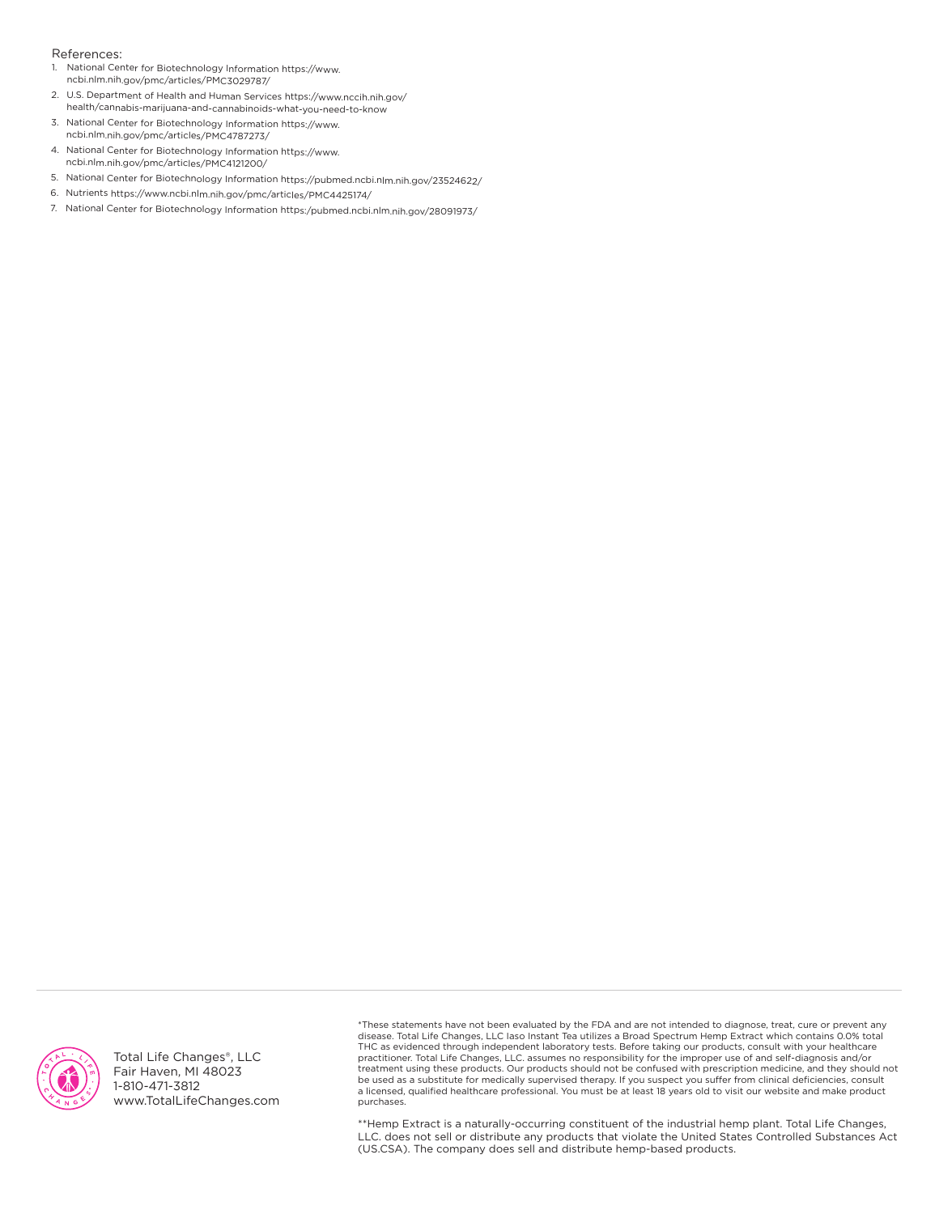References:

1. National Center for Biotechnology Information https://www.ncbi.nlm.nih.gov/pmc/articles/PMC3029787/
2. U.S. Department of Health and Human Services https://www.nccih.nih.gov/health/cannabis-marijuana-and-cannabinoids-what-you-need-to-know
3. National Center for Biotechnology Information https://www.ncbi.nlm.nih.gov/pmc/articles/PMC4787273/
4. National Center for Biotechnology Information https://www.ncbi.nlm.nih.gov/pmc/articles/PMC4121200/
5. National Center for Biotechnology Information https://pubmed.ncbi.nlm.nih.gov/23524622/
6. Nutrients https://www.ncbi.nlm.nih.gov/pmc/articles/PMC4425174/
7. National Center for Biotechnology Information https:/pubmed.ncbi.nlm.nih.gov/28091973/

---

Total Life Changes®, LLC
Fair Haven, MI 48023
1-810-471-3812
www.TotalLifeChanges.com

*These statements have not been evaluated by the FDA and are not intended to diagnose, treat, cure or prevent any disease. Total Life Changes, LLC Iaso Instant Tea utilizes a Broad Spectrum Hemp Extract which contains 0.0% total THC as evidenced through independent laboratory tests. Before taking our products, consult with your healthcare practitioner. Total Life Changes, LLC. assumes no responsibility for the improper use of and self-diagnosis and/or treatment using these products. Our products should not be confused with prescription medicine, and they should not be used as a substitute for medically supervised therapy. If you suspect you suffer from clinical deficiencies, consult a licensed, qualified healthcare professional. You must be at least 18 years old to visit our website and make product purchases.

**Hemp Extract is a naturally-occurring constituent of the industrial hemp plant. Total Life Changes, LLC. does not sell or distribute any products that violate the United States Controlled Substances Act (US.CSA). The company does sell and distribute hemp-based products.